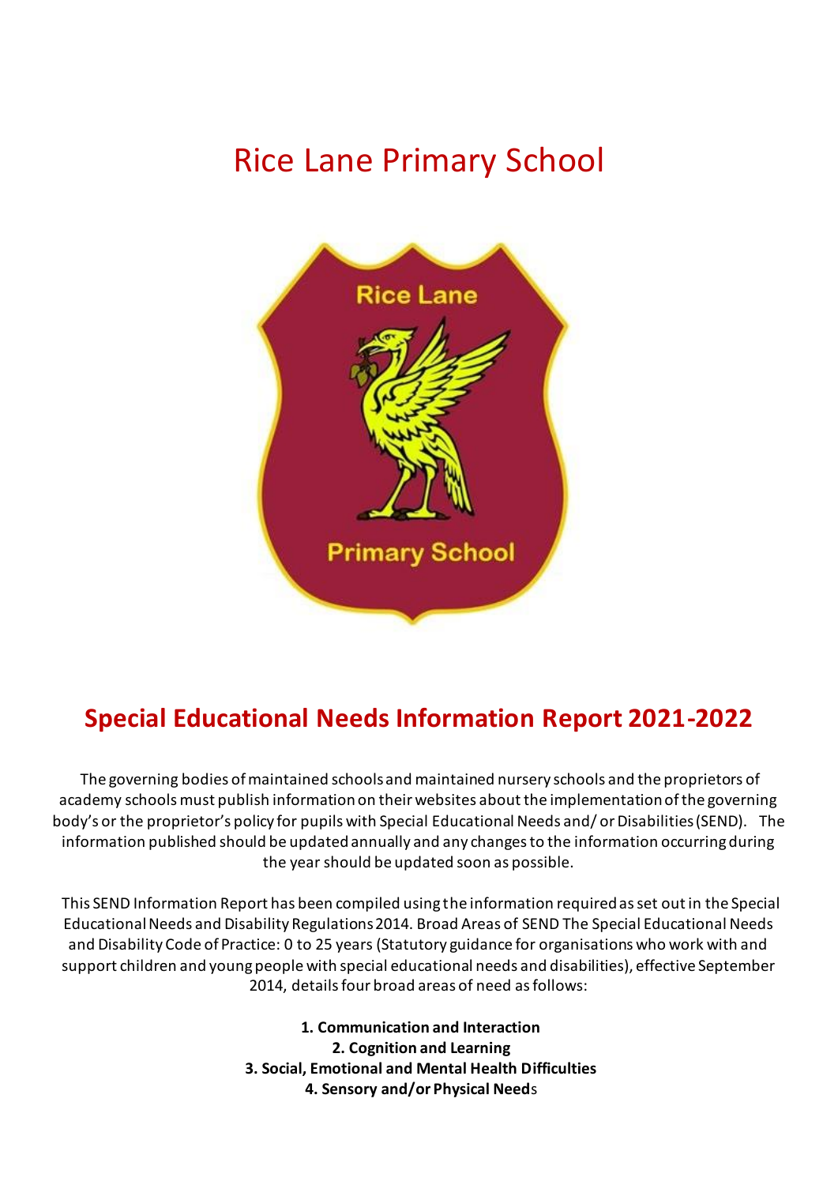# Rice Lane Primary School

## Special Educational Needs Information Report 2021-2022

The governing bodies of maintained schools and maintained nursery schools and the proprietors of academy schools must publish information on their websites about the implementation of the governing body's or the proprietor's policy for pupils with Special Educational Needs and/ or Disabilities (SEND). The information published should be updated annually and any changes to the information occurring during the year should be updated soon as possible.

This SEND Information Report has been compiled using the information required as set out in the Special Educational Needs and Disability Regulations 2014. Broad Areas of SEND The Special Educational Needs and Disability Code of Practice: 0 to 25 years (Statutory guidance for organisations who work with and support children and young people with special educational needs and disabilities), effective September 2014, details four broad areas of need as follows:

**1. Communication and Interaction**
**2. Cognition and Learning**
**3. Social, Emotional and Mental Health Difficulties**
**4. Sensory and/or Physical Need**s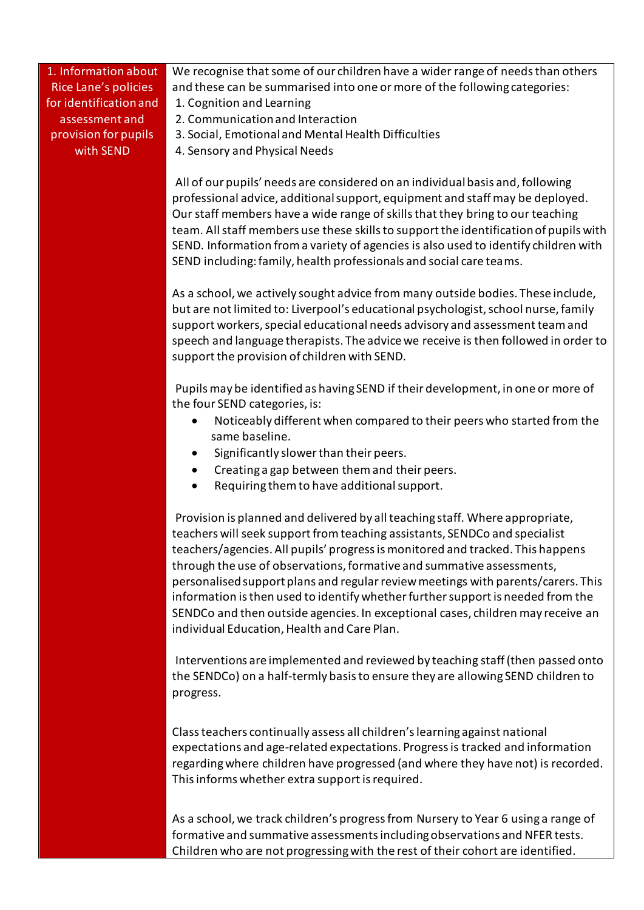| 1. Information about Rice Lane's policies for identification and assessment and provision for pupils with SEND | We recognise that some of our children have a wider range of needs than others and these can be summarised into one or more of the following categories:<br>1. Cognition and Learning<br>2. Communication and Interaction<br>3. Social, Emotional and Mental Health Difficulties<br>4. Sensory and Physical Needs<br><br>All of our pupils' needs are considered on an individual basis and, following professional advice, additional support, equipment and staff may be deployed. Our staff members have a wide range of skills that they bring to our teaching team. All staff members use these skills to support the identification of pupils with SEND. Information from a variety of agencies is also used to identify children with SEND including: family, health professionals and social care teams.<br><br>As a school, we actively sought advice from many outside bodies. These include, but are not limited to: Liverpool's educational psychologist, school nurse, family support workers, special educational needs advisory and assessment team and speech and language therapists. The advice we receive is then followed in order to support the provision of children with SEND.<br><br>Pupils may be identified as having SEND if their development, in one or more of the four SEND categories, is:<br>• Noticeably different when compared to their peers who started from the same baseline.<br>• Significantly slower than their peers.<br>• Creating a gap between them and their peers.<br>• Requiring them to have additional support.<br><br>Provision is planned and delivered by all teaching staff. Where appropriate, teachers will seek support from teaching assistants, SENDCo and specialist teachers/agencies. All pupils' progress is monitored and tracked. This happens through the use of observations, formative and summative assessments, personalised support plans and regular review meetings with parents/carers. This information is then used to identify whether further support is needed from the SENDCo and then outside agencies. In exceptional cases, children may receive an individual Education, Health and Care Plan.<br><br>Interventions are implemented and reviewed by teaching staff (then passed onto the SENDCo) on a half-termly basis to ensure they are allowing SEND children to progress.<br><br>Class teachers continually assess all children's learning against national expectations and age-related expectations. Progress is tracked and information regarding where children have progressed (and where they have not) is recorded. This informs whether extra support is required.<br><br>As a school, we track children's progress from Nursery to Year 6 using a range of formative and summative assessments including observations and NFER tests. Children who are not progressing with the rest of their cohort are identified. |
|---|---|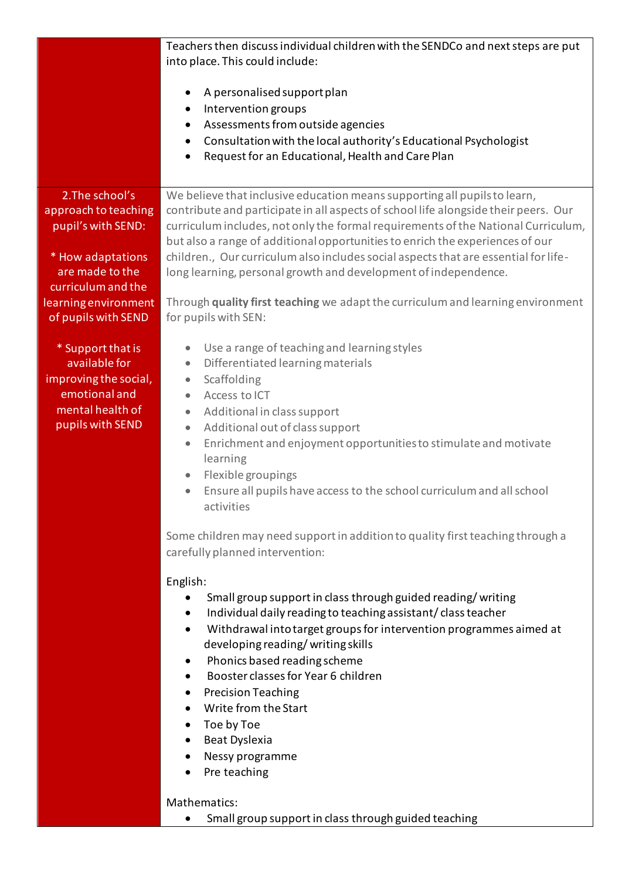| | |
|---|---|
| | Teachers then discuss individual children with the SENDCo and next steps are put into place. This could include:<br><br>• A personalised support plan<br>• Intervention groups<br>• Assessments from outside agencies<br>• Consultation with the local authority's Educational Psychologist<br>• Request for an Educational, Health and Care Plan |
| 2.The school's approach to teaching pupil's with SEND:<br><br>* How adaptations are made to the curriculum and the learning environment of pupils with SEND<br><br>* Support that is available for improving the social, emotional and mental health of pupils with SEND | We believe that inclusive education means supporting all pupils to learn, contribute and participate in all aspects of school life alongside their peers. Our curriculum includes, not only the formal requirements of the National Curriculum, but also a range of additional opportunities to enrich the experiences of our children., Our curriculum also includes social aspects that are essential for life-long learning, personal growth and development of independence.<br><br>Through **quality first teaching** we adapt the curriculum and learning environment for pupils with SEN:<br><br>• Use a range of teaching and learning styles<br>• Differentiated learning materials<br>• Scaffolding<br>• Access to ICT<br>• Additional in class support<br>• Additional out of class support<br>• Enrichment and enjoyment opportunities to stimulate and motivate learning<br>• Flexible groupings<br>• Ensure all pupils have access to the school curriculum and all school activities<br><br>Some children may need support in addition to quality first teaching through a carefully planned intervention:<br><br>English:<br>• Small group support in class through guided reading/ writing<br>• Individual daily reading to teaching assistant/ class teacher<br>• Withdrawal into target groups for intervention programmes aimed at developing reading/ writing skills<br>• Phonics based reading scheme<br>• Booster classes for Year 6 children<br>• Precision Teaching<br>• Write from the Start<br>• Toe by Toe<br>• Beat Dyslexia<br>• Nessy programme<br>• Pre teaching<br><br>Mathematics:<br>• Small group support in class through guided teaching |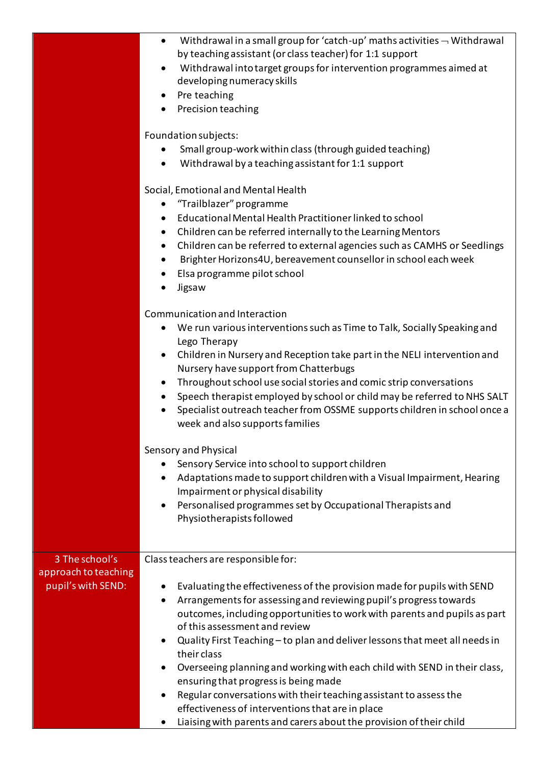| | |
|---|---|
| | • Withdrawal in a small group for 'catch-up' maths activities ¬ Withdrawal by teaching assistant (or class teacher) for 1:1 support<br>• Withdrawal into target groups for intervention programmes aimed at developing numeracy skills<br>• Pre teaching<br>• Precision teaching<br><br>Foundation subjects:<br>• Small group-work within class (through guided teaching)<br>• Withdrawal by a teaching assistant for 1:1 support<br><br>Social, Emotional and Mental Health<br>• "Trailblazer" programme<br>• Educational Mental Health Practitioner linked to school<br>• Children can be referred internally to the Learning Mentors<br>• Children can be referred to external agencies such as CAMHS or Seedlings<br>• Brighter Horizons4U, bereavement counsellor in school each week<br>• Elsa programme pilot school<br>• Jigsaw<br><br>Communication and Interaction<br>• We run various interventions such as Time to Talk, Socially Speaking and Lego Therapy<br>• Children in Nursery and Reception take part in the NELI intervention and Nursery have support from Chatterbugs<br>• Throughout school use social stories and comic strip conversations<br>• Speech therapist employed by school or child may be referred to NHS SALT<br>• Specialist outreach teacher from OSSME supports children in school once a week and also supports families<br><br>Sensory and Physical<br>• Sensory Service into school to support children<br>• Adaptations made to support children with a Visual Impairment, Hearing Impairment or physical disability<br>• Personalised programmes set by Occupational Therapists and Physiotherapists followed |
| 3 The school's approach to teaching pupil's with SEND: | Class teachers are responsible for:<br><br>• Evaluating the effectiveness of the provision made for pupils with SEND<br>• Arrangements for assessing and reviewing pupil's progress towards outcomes, including opportunities to work with parents and pupils as part of this assessment and review<br>• Quality First Teaching – to plan and deliver lessons that meet all needs in their class<br>• Overseeing planning and working with each child with SEND in their class, ensuring that progress is being made<br>• Regular conversations with their teaching assistant to assess the effectiveness of interventions that are in place<br>• Liaising with parents and carers about the provision of their child |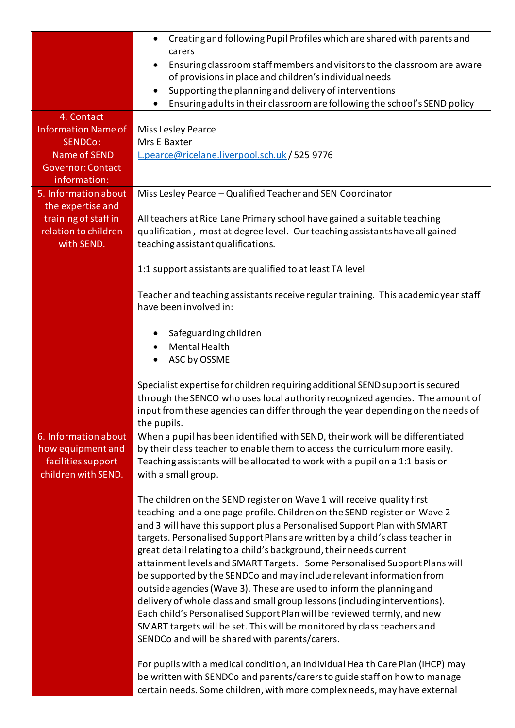| | |
|---|---|
| | • Creating and following Pupil Profiles which are shared with parents and carers<br>• Ensuring classroom staff members and visitors to the classroom are aware of provisions in place and children's individual needs<br>• Supporting the planning and delivery of interventions<br>• Ensuring adults in their classroom are following the school's SEND policy |
| 4. Contact Information Name of SENDCo:<br>Name of SEND Governor: Contact information: | Miss Lesley Pearce<br>Mrs E Baxter<br>L.pearce@ricelane.liverpool.sch.uk / 525 9776 |
| 5. Information about the expertise and training of staff in relation to children with SEND. | Miss Lesley Pearce – Qualified Teacher and SEN Coordinator<br><br>All teachers at Rice Lane Primary school have gained a suitable teaching qualification , most at degree level. Our teaching assistants have all gained teaching assistant qualifications.<br><br>1:1 support assistants are qualified to at least TA level<br><br>Teacher and teaching assistants receive regular training. This academic year staff have been involved in:<br><br>• Safeguarding children<br>• Mental Health<br>• ASC by OSSME<br><br>Specialist expertise for children requiring additional SEND support is secured through the SENCO who uses local authority recognized agencies. The amount of input from these agencies can differ through the year depending on the needs of the pupils. |
| 6. Information about how equipment and facilities support children with SEND. | When a pupil has been identified with SEND, their work will be differentiated by their class teacher to enable them to access the curriculum more easily. Teaching assistants will be allocated to work with a pupil on a 1:1 basis or with a small group.<br><br>The children on the SEND register on Wave 1 will receive quality first teaching and a one page profile. Children on the SEND register on Wave 2 and 3 will have this support plus a Personalised Support Plan with SMART targets. Personalised Support Plans are written by a child's class teacher in great detail relating to a child's background, their needs current attainment levels and SMART Targets. Some Personalised Support Plans will be supported by the SENDCo and may include relevant information from outside agencies (Wave 3). These are used to inform the planning and delivery of whole class and small group lessons (including interventions). Each child's Personalised Support Plan will be reviewed termly, and new SMART targets will be set. This will be monitored by class teachers and SENDCo and will be shared with parents/carers.<br><br>For pupils with a medical condition, an Individual Health Care Plan (IHCP) may be written with SENDCo and parents/carers to guide staff on how to manage certain needs. Some children, with more complex needs, may have external |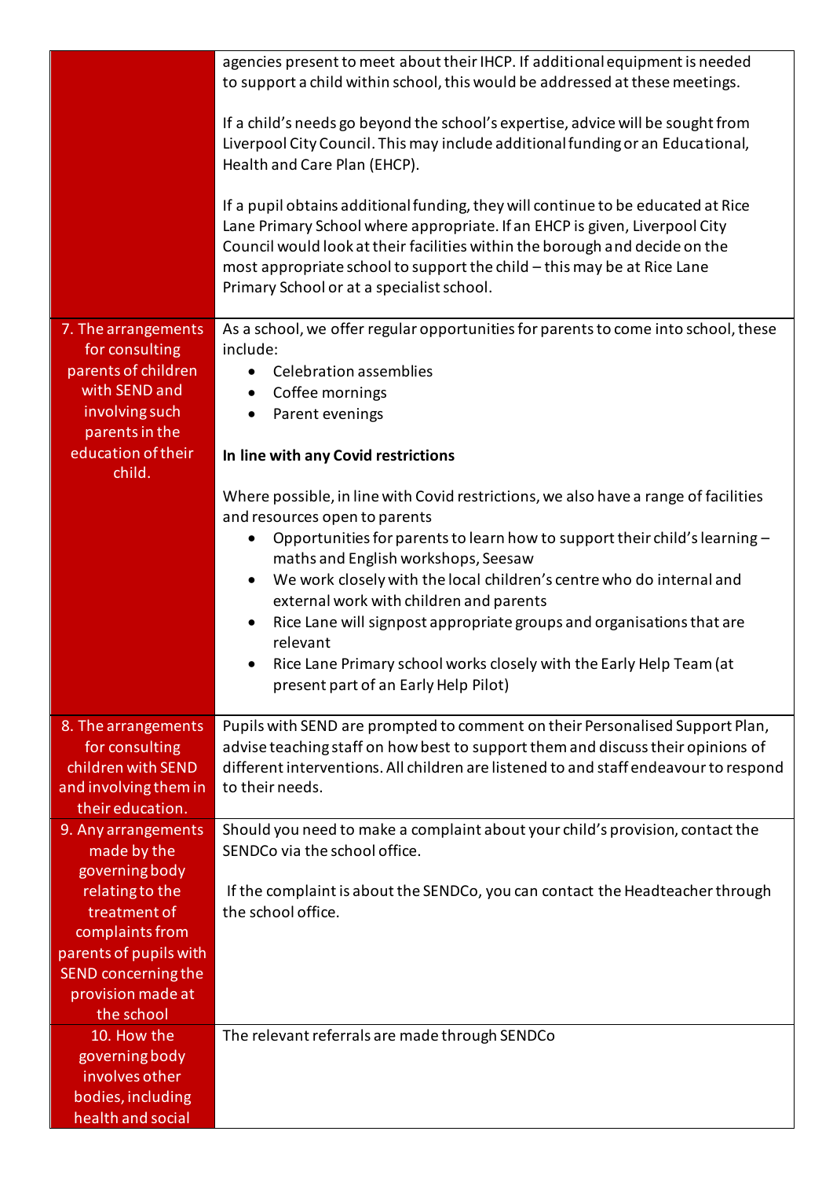| | |
|---|---|
| | agencies present to meet about their IHCP. If additional equipment is needed to support a child within school, this would be addressed at these meetings.<br><br>If a child's needs go beyond the school's expertise, advice will be sought from Liverpool City Council. This may include additional funding or an Educational, Health and Care Plan (EHCP).<br><br>If a pupil obtains additional funding, they will continue to be educated at Rice Lane Primary School where appropriate. If an EHCP is given, Liverpool City Council would look at their facilities within the borough and decide on the most appropriate school to support the child – this may be at Rice Lane Primary School or at a specialist school. |
| 7. The arrangements for consulting parents of children with SEND and involving such parents in the education of their child. | As a school, we offer regular opportunities for parents to come into school, these include:<br>• Celebration assemblies<br>• Coffee mornings<br>• Parent evenings<br><br>**In line with any Covid restrictions**<br><br>Where possible, in line with Covid restrictions, we also have a range of facilities and resources open to parents<br>• Opportunities for parents to learn how to support their child's learning – maths and English workshops, Seesaw<br>• We work closely with the local children's centre who do internal and external work with children and parents<br>• Rice Lane will signpost appropriate groups and organisations that are relevant<br>• Rice Lane Primary school works closely with the Early Help Team (at present part of an Early Help Pilot) |
| 8. The arrangements for consulting children with SEND and involving them in their education. | Pupils with SEND are prompted to comment on their Personalised Support Plan, advise teaching staff on how best to support them and discuss their opinions of different interventions. All children are listened to and staff endeavour to respond to their needs. |
| 9. Any arrangements made by the governing body relating to the treatment of complaints from parents of pupils with SEND concerning the provision made at the school | Should you need to make a complaint about your child's provision, contact the SENDCo via the school office.<br><br>If the complaint is about the SENDCo, you can contact the Headteacher through the school office. |
| 10. How the governing body involves other bodies, including health and social | The relevant referrals are made through SENDCo |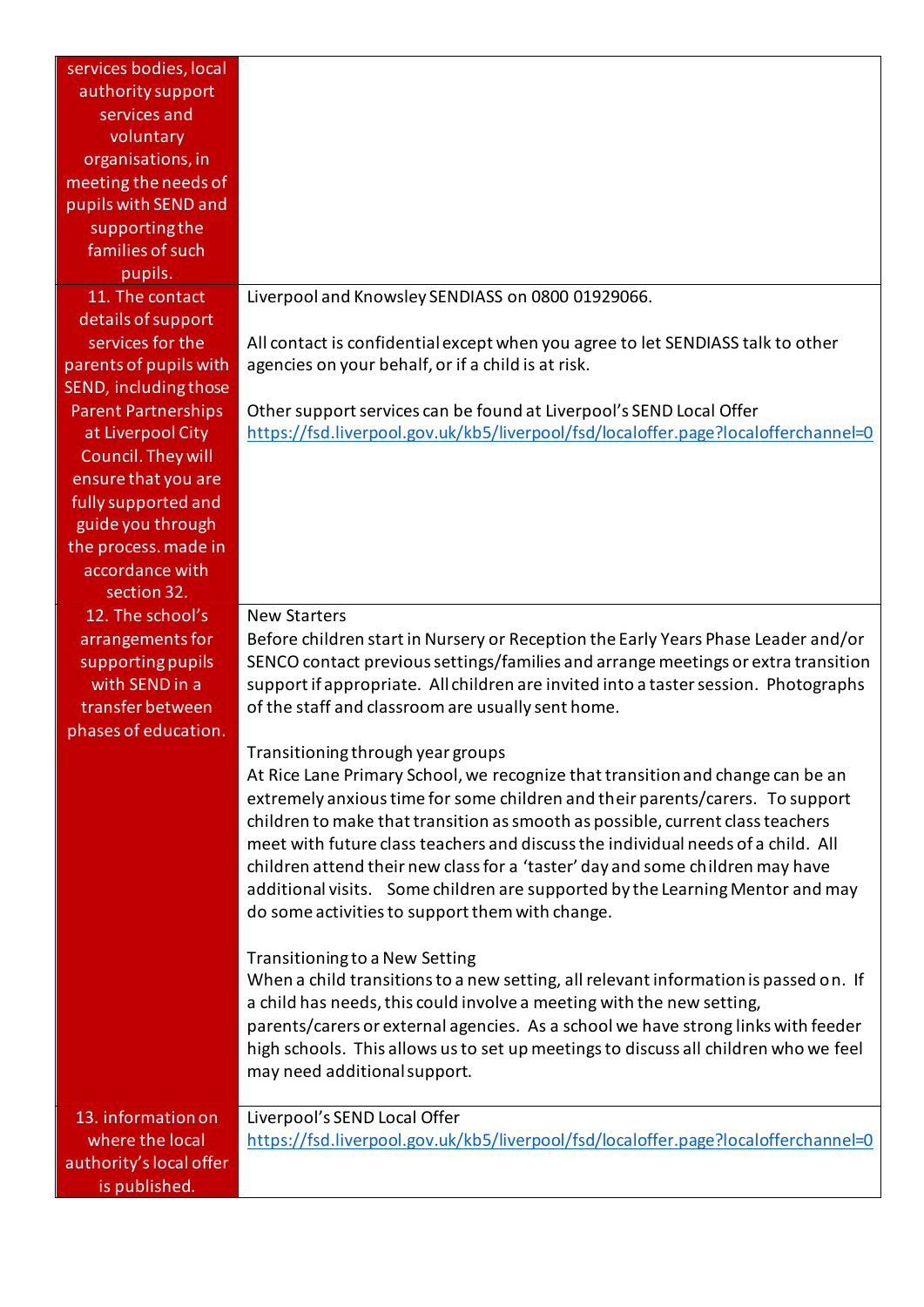| | |
|---|---|
| services bodies, local authority support services and voluntary organisations, in meeting the needs of pupils with SEND and supporting the families of such pupils. | |
| 11. The contact details of support services for the parents of pupils with SEND, including those Parent Partnerships at Liverpool City Council. They will ensure that you are fully supported and guide you through the process. made in accordance with section 32. | Liverpool and Knowsley SENDIASS on 0800 01929066.<br><br>All contact is confidential except when you agree to let SENDIASS talk to other agencies on your behalf, or if a child is at risk.<br><br>Other support services can be found at Liverpool's SEND Local Offer https://fsd.liverpool.gov.uk/kb5/liverpool/fsd/localoffer.page?localofferchannel=0 |
| 12. The school's arrangements for supporting pupils with SEND in a transfer between phases of education. | New Starters<br>Before children start in Nursery or Reception the Early Years Phase Leader and/or SENCO contact previous settings/families and arrange meetings or extra transition support if appropriate. All children are invited into a taster session. Photographs of the staff and classroom are usually sent home.<br><br>Transitioning through year groups<br>At Rice Lane Primary School, we recognize that transition and change can be an extremely anxious time for some children and their parents/carers. To support children to make that transition as smooth as possible, current class teachers meet with future class teachers and discuss the individual needs of a child. All children attend their new class for a 'taster' day and some children may have additional visits. Some children are supported by the Learning Mentor and may do some activities to support them with change.<br><br>Transitioning to a New Setting<br>When a child transitions to a new setting, all relevant information is passed on. If a child has needs, this could involve a meeting with the new setting, parents/carers or external agencies. As a school we have strong links with feeder high schools. This allows us to set up meetings to discuss all children who we feel may need additional support. |
| 13. information on where the local authority's local offer is published. | Liverpool's SEND Local Offer<br>https://fsd.liverpool.gov.uk/kb5/liverpool/fsd/localoffer.page?localofferchannel=0 |